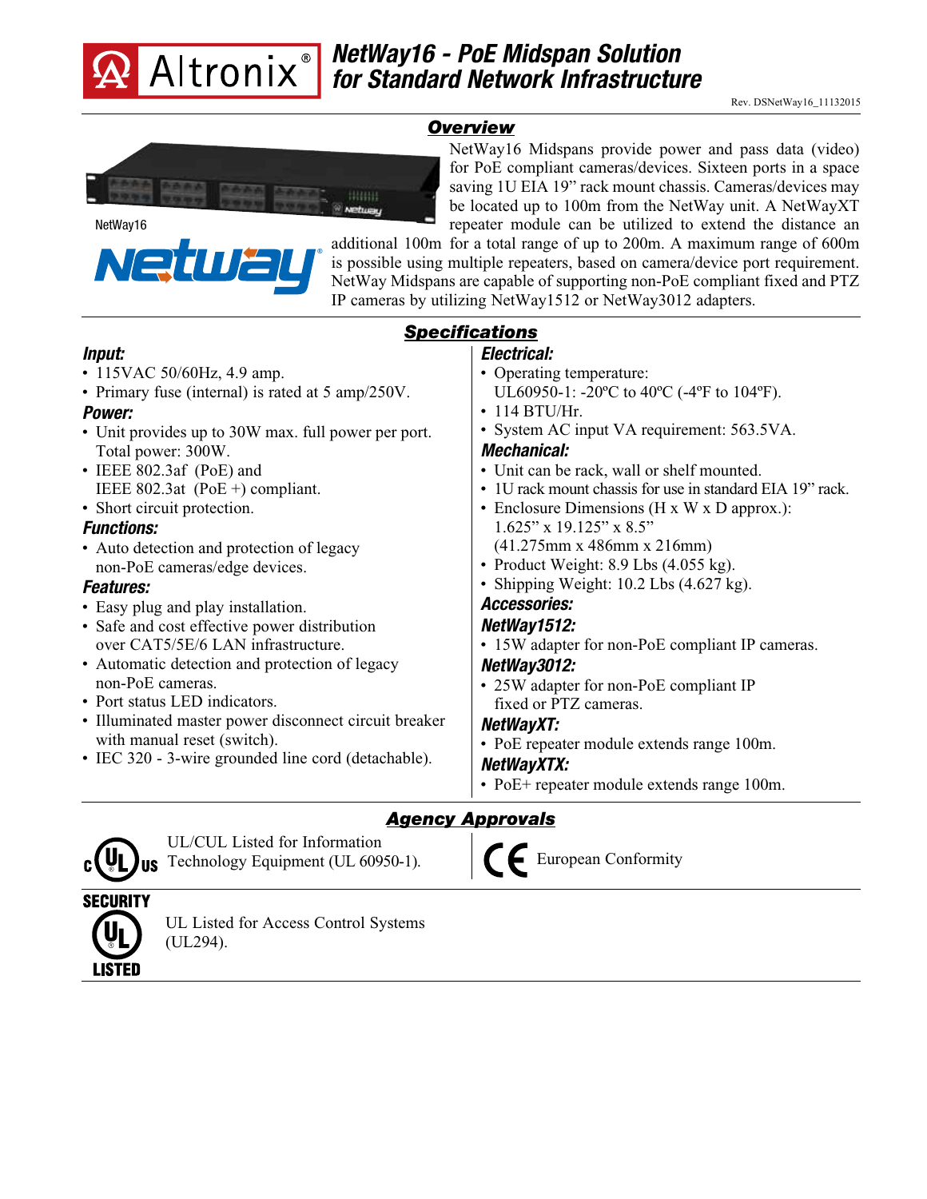# NetWay16 - PoE Midspan Solution for Standard Network Infrastructure

Rev. DSNetWay16_11132015

## Overview

NetWay16

NetWay16 Midspans provide power and pass data (video) for PoE compliant cameras/devices. Sixteen ports in a space saving 1U EIA 19" rack mount chassis. Cameras/devices may be located up to 100m from the NetWay unit. A NetWayXT repeater module can be utilized to extend the distance an additional 100m for a total range of up to 200m. A maximum range of 600m is possible using multiple repeaters, based on camera/device port requirement. NetWay Midspans are capable of supporting non-PoE compliant fixed and PTZ IP cameras by utilizing NetWay1512 or NetWay3012 adapters.

## Specifications

### Input:
- 115VAC 50/60Hz, 4.9 amp.
- Primary fuse (internal) is rated at 5 amp/250V.

### Power:
- Unit provides up to 30W max. full power per port. Total power: 300W.
- IEEE 802.3af (PoE) and IEEE 802.3at (PoE +) compliant.
- Short circuit protection.

### Functions:
- Auto detection and protection of legacy non-PoE cameras/edge devices.

### Features:
- Easy plug and play installation.
- Safe and cost effective power distribution over CAT5/5E/6 LAN infrastructure.
- Automatic detection and protection of legacy non-PoE cameras.
- Port status LED indicators.
- Illuminated master power disconnect circuit breaker with manual reset (switch).
- IEC 320 - 3-wire grounded line cord (detachable).

### Electrical:
- Operating temperature: UL60950-1: -20ºC to 40ºC (-4ºF to 104ºF).
- 114 BTU/Hr.
- System AC input VA requirement: 563.5VA.

### Mechanical:
- Unit can be rack, wall or shelf mounted.
- 1U rack mount chassis for use in standard EIA 19" rack.
- Enclosure Dimensions (H x W x D approx.): 1.625" x 19.125" x 8.5" (41.275mm x 486mm x 216mm)
- Product Weight: 8.9 Lbs (4.055 kg).
- Shipping Weight: 10.2 Lbs (4.627 kg).

### Accessories:

#### NetWay1512:
- 15W adapter for non-PoE compliant IP cameras.

#### NetWay3012:
- 25W adapter for non-PoE compliant IP fixed or PTZ cameras.

#### NetWayXT:
- PoE repeater module extends range 100m.

#### NetWayXTX:
- PoE+ repeater module extends range 100m.

## Agency Approvals

UL/CUL Listed for Information Technology Equipment (UL 60950-1).

European Conformity

SECURITY LISTED

UL Listed for Access Control Systems (UL294).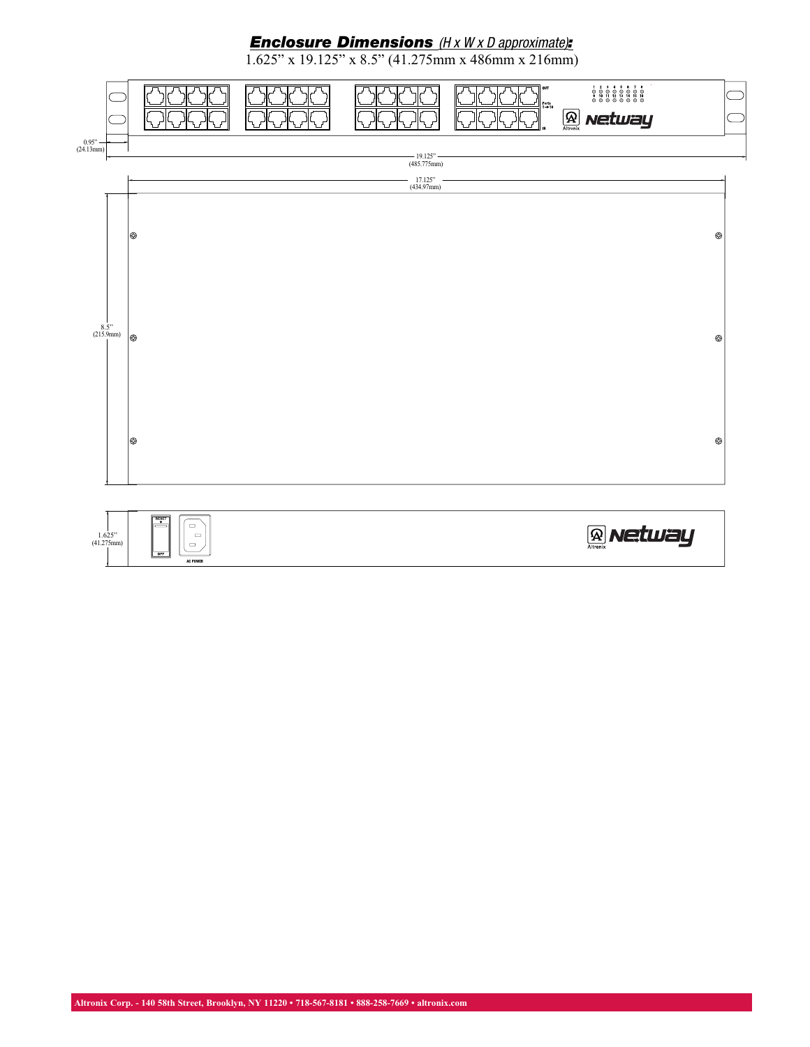## ***Enclosure Dimensions** (H x W x D approximate):*

1.625" x 19.125" x 8.5" (41.275mm x 486mm x 216mm)

0.95"
(24.13mm)

19.125"
(485.775mm)

17.125"
(434.97mm)

8.5"
(215.9mm)

1.625"
(41.275mm)

OUT

Ports
1→16

IN

1 2 3 4 5 6 7 8
9 10 11 12 13 14 15 16

Altronix

Netway

RESET

OFF

AC POWER

Altronix

Netway

**Altronix Corp. - 140 58th Street, Brooklyn, NY 11220 • 718-567-8181 • 888-258-7669 • altronix.com**